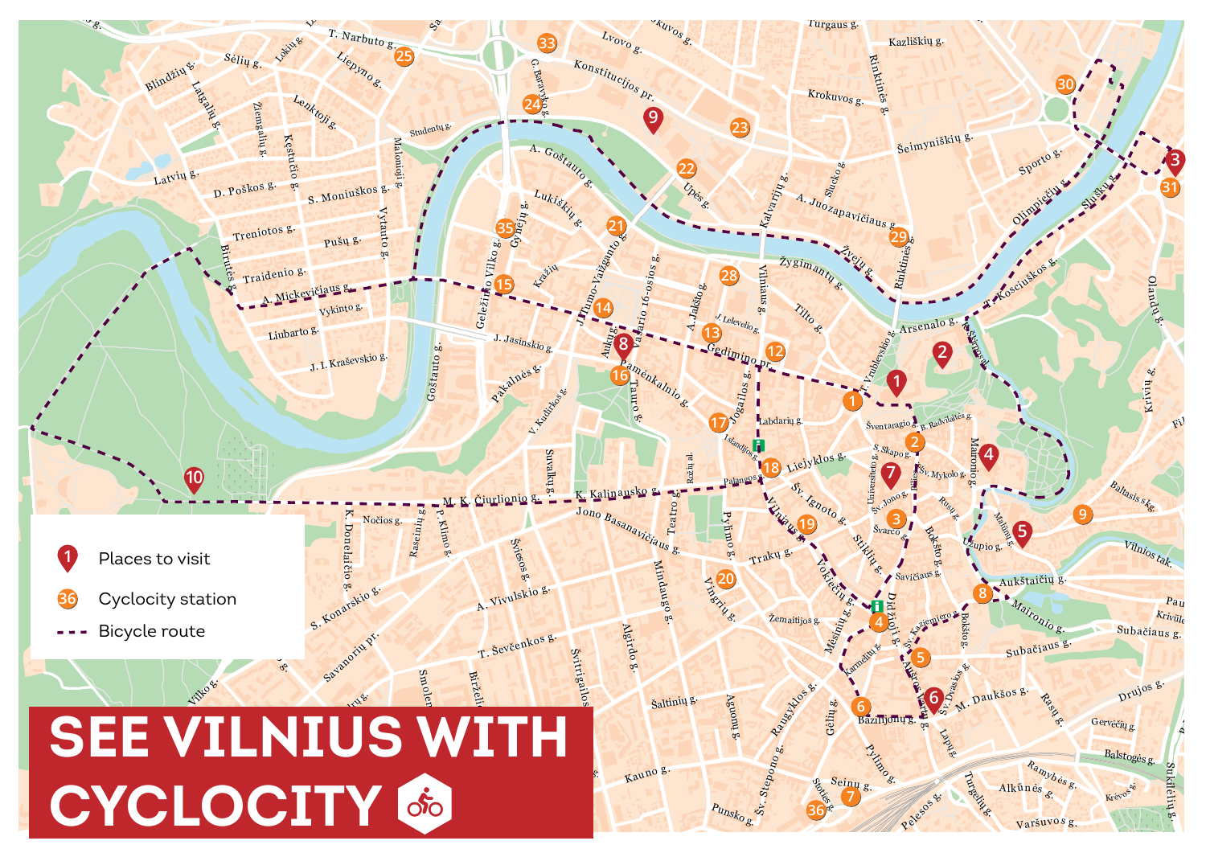# SEE VILNIUS WITH CYCLOCITY

- Places to visit
- Cyclocity station
- Bicycle route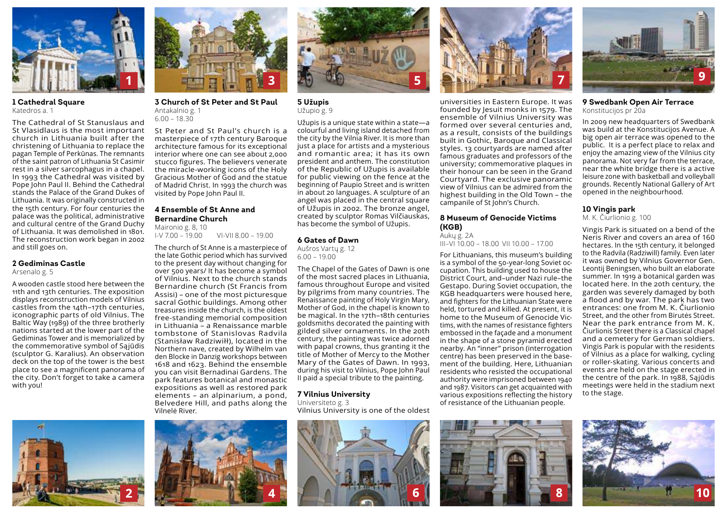### 1 Cathedral Square
Katedros a. 1

The Cathedral of St Stanuslaus and St Vlasidlaus is the most important church in Lithuania built after the christening of Lithuania to replace the pagan Temple of Perkūnas. The remnants of the saint patron of Lithuania St Casimir rest in a silver sarcophagus in a chapel. In 1993 the Cathedral was visited by Pope John Paul II. Behind the Cathedral stands the Palace of the Grand Dukes of Lithuania. It was originally constructed in the 15th century. For four centuries the palace was the political, administrative and cultural centre of the Grand Duchy of Lithuania. It was demolished in 1801. The reconstruction work began in 2002 and still goes on.

### 2 Gediminas Castle
Arsenalo g. 5

A wooden castle stood here between the 11th and 13th centuries. The exposition displays reconstruction models of Vilnius castles from the 14th–17th centuries, iconographic parts of old Vilnius. The Baltic Way (1989) of the three brotherly nations started at the lower part of the Gediminas Tower and is memorialized by the commemorative symbol of Sąjūdis (sculptor G. Karalius). An observation deck on the top of the tower is the best place to see a magnificent panorama of the city. Don't forget to take a camera with you!

### 3 Church of St Peter and St Paul
Antakalnio g. 1
6.00 – 18.30

St Peter and St Paul's church is a masterpiece of 17th century Baroque architecture famous for its exceptional interior where one can see about 2,000 stucco figures. The believers venerate the miracle-working icons of the Holy Gracious Mother of God and the statue of Madrid Christ. In 1993 the church was visited by Pope John Paul II.

### 4 Ensemble of St Anne and Bernardine Church
Maironio g. 8, 10
I-V 7.00 – 19.00 VI-VII 8.00 – 19.00

The church of St Anne is a masterpiece of the late Gothic period which has survived to the present day without changing for over 500 years/ It has become a symbol of Vilnius. Next to the church stands Bernardine church (St Francis from Assisi) – one of the most picturesque sacral Gothic buildings. Among other treasures inside the church, is the oldest free-standing memorial composition in Lithuania – a Renaissance marble tombstone of Stanislovas Radvila (Stanisław Radziwiłł), located in the Northern nave, created by Wilhelm van den Blocke in Danzig workshops between 1618 and 1623. Behind the ensemble you can visit Bernardinai Gardens. The park features botanical and monastic expositions as well as restored park elements – an alpinarium, a pond, Belvedere Hill, and paths along the Vilnelė River.

### 5 Užupis
Užupio g. 9

Užupis is a unique state within a state—a colourful and living island detached from the city by the Vilnia River. It is more than just a place for artists and a mysterious and romantic area; it has its own president and anthem. The constitution of the Republic of Užupis is available for public viewing on the fence at the beginning of Paupio Street and is written in about 20 languages. A sculpture of an angel was placed in the central square of Užupis in 2002. The bronze angel, created by sculptor Romas Vilčiauskas, has become the symbol of Užupis.

### 6 Gates of Dawn
Aušros Vartų g. 12
6.00 – 19.00

The Chapel of the Gates of Dawn is one of the most sacred places in Lithuania, famous throughout Europe and visited by pilgrims from many countries. The Renaissance painting of Holy Virgin Mary, Mother of God, in the chapel is known to be magical. In the 17th–18th centuries goldsmiths decorated the painting with gilded silver ornaments. In the 20th century, the painting was twice adorned with papal crowns, thus granting it the title of Mother of Mercy to the Mother Mary of the Gates of Dawn. In 1993, during his visit to Vilnius, Pope John Paul II paid a special tribute to the painting.

### 7 Vilnius University
Universiteto g. 3

Vilnius University is one of the oldest universities in Eastern Europe. It was founded by Jesuit monks in 1579. The ensemble of Vilnius University was formed over several centuries and, as a result, consists of the buildings built in Gothic, Baroque and Classical styles. 13 courtyards are named after famous graduates and professors of the university; commemorative plaques in their honour can be seen in the Grand Courtyard. The exclusive panoramic view of Vilnius can be admired from the highest building in the Old Town – the campanile of St John's Church.

### 8 Museum of Genocide Victims (KGB)
Aukų g. 2A
III–VI 10.00 – 18.00 VII 10.00 – 17.00

For Lithuanians, this museum's building is a symbol of the 50-year-long Soviet occupation. This building used to house the District Court, and–under Nazi rule–the Gestapo. During Soviet occupation, the KGB headquarters were housed here, and fighters for the Lithuanian State were held, tortured and killed. At present, it is home to the Museum of Genocide Victims, with the names of resistance fighters embossed in the façade and a monument in the shape of a stone pyramid erected nearby. An "inner" prison (interrogation centre) has been preserved in the basement of the building. Here, Lithuanian residents who resisted the occupational authority were imprisoned between 1940 and 1987. Visitors can get acquainted with various expositions reflecting the history of resistance of the Lithuanian people.

### 9 Swedbank Open Air Terrace
Konstitucijos pr 20a

In 2009 new headquarters of Swedbank was build at the Konstitucijos Avenue. A big open air terrace was opened to the public. It is a perfect place to relax and enjoy the amazing view of the Vilnius city panorama. Not very far from the terrace, near the white bridge there is a active leisure zone with basketball and volleyball grounds. Recently National Gallery of Art opened in the neighbourhood.

### 10 Vingis park
M. K. Čiurlionio g. 100

Vingis Park is situated on a bend of the Neris River and covers an area of 160 hectares. In the 15th century, it belonged to the Radvila (Radziwill) family. Even later it was owned by Vilnius Governor Gen. Leontij Beningsen, who built an elaborate summer. In 1919 a botanical garden was located here. In the 20th century, the garden was severely damaged by both a flood and by war. The park has two entrances: one from M. K. Čiurlionio Street, and the other from Birutės Street. Near the park entrance from M. K. Čiurlionis Street there is a Classical chapel and a cemetery for German soldiers. Vingis Park is popular with the residents of Vilnius as a place for walking, cycling or roller-skating. Various concerts and events are held on the stage erected in the centre of the park. In 1988, Sąjūdis meetings were held in the stadium next to the stage.